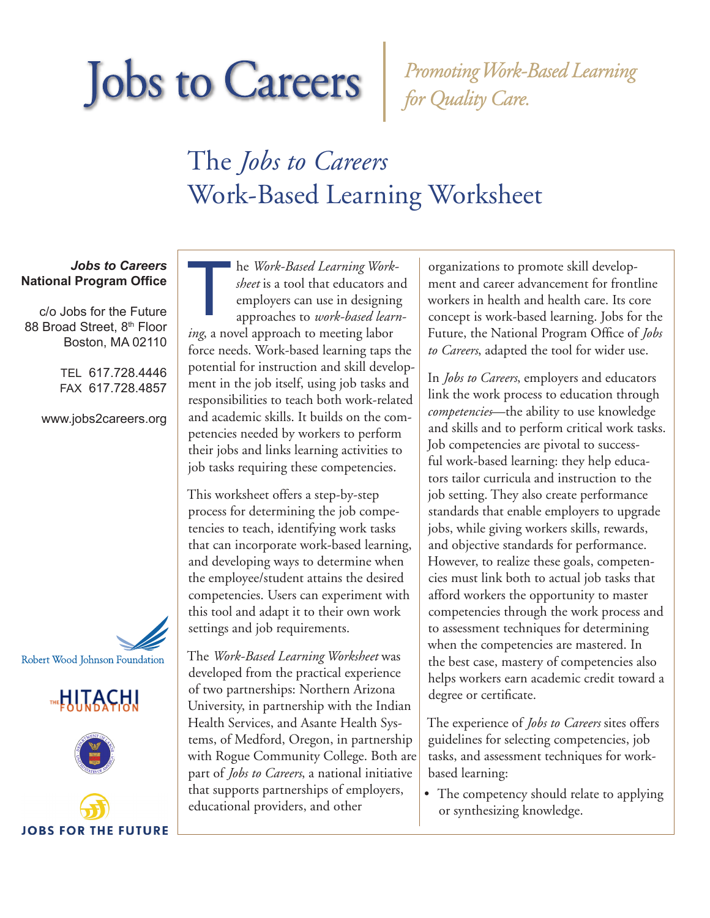# Jobs to Careers

*Promoting Work-Based Learning for Quality Care.*

## The *Jobs to Careers* Work-Based Learning Worksheet

***Jobs to Careers***
**National Program Office**

c/o Jobs for the Future
88 Broad Street, 8th Floor
Boston, MA 02110

TEL 617.728.4446
FAX 617.728.4857

www.jobs2careers.org

Robert Wood Johnson Foundation

THE HITACHI FOUNDATION

JOBS FOR THE FUTURE

The *Work-Based Learning Worksheet* is a tool that educators and employers can use in designing approaches to *work-based learning*, a novel approach to meeting labor force needs. Work-based learning taps the potential for instruction and skill development in the job itself, using job tasks and responsibilities to teach both work-related and academic skills. It builds on the competencies needed by workers to perform their jobs and links learning activities to job tasks requiring these competencies.

This worksheet offers a step-by-step process for determining the job competencies to teach, identifying work tasks that can incorporate work-based learning, and developing ways to determine when the employee/student attains the desired competencies. Users can experiment with this tool and adapt it to their own work settings and job requirements.

The *Work-Based Learning Worksheet* was developed from the practical experience of two partnerships: Northern Arizona University, in partnership with the Indian Health Services, and Asante Health Systems, of Medford, Oregon, in partnership with Rogue Community College. Both are part of *Jobs to Careers*, a national initiative that supports partnerships of employers, educational providers, and other organizations to promote skill development and career advancement for frontline workers in health and health care. Its core concept is work-based learning. Jobs for the Future, the National Program Office of *Jobs to Careers*, adapted the tool for wider use.

In *Jobs to Careers*, employers and educators link the work process to education through *competencies*—the ability to use knowledge and skills and to perform critical work tasks. Job competencies are pivotal to successful work-based learning: they help educators tailor curricula and instruction to the job setting. They also create performance standards that enable employers to upgrade jobs, while giving workers skills, rewards, and objective standards for performance. However, to realize these goals, competencies must link both to actual job tasks that afford workers the opportunity to master competencies through the work process and to assessment techniques for determining when the competencies are mastered. In the best case, mastery of competencies also helps workers earn academic credit toward a degree or certificate.

The experience of *Jobs to Careers* sites offers guidelines for selecting competencies, job tasks, and assessment techniques for work-based learning:

- The competency should relate to applying or synthesizing knowledge.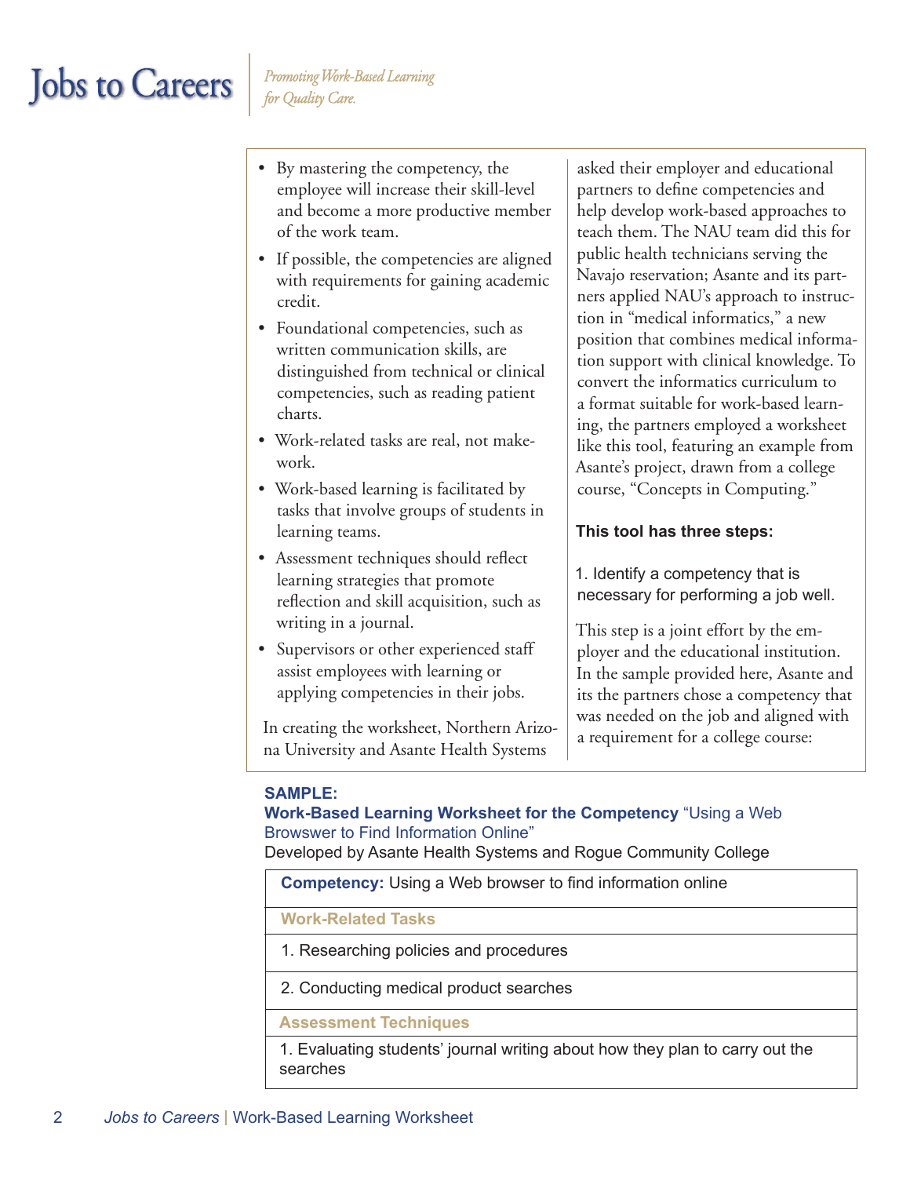- By mastering the competency, the employee will increase their skill-level and become a more productive member of the work team.
- If possible, the competencies are aligned with requirements for gaining academic credit.
- Foundational competencies, such as written communication skills, are distinguished from technical or clinical competencies, such as reading patient charts.
- Work-related tasks are real, not make-work.
- Work-based learning is facilitated by tasks that involve groups of students in learning teams.
- Assessment techniques should reflect learning strategies that promote reflection and skill acquisition, such as writing in a journal.
- Supervisors or other experienced staff assist employees with learning or applying competencies in their jobs.

In creating the worksheet, Northern Arizona University and Asante Health Systems asked their employer and educational partners to define competencies and help develop work-based approaches to teach them. The NAU team did this for public health technicians serving the Navajo reservation; Asante and its partners applied NAU's approach to instruction in "medical informatics," a new position that combines medical information support with clinical knowledge. To convert the informatics curriculum to a format suitable for work-based learning, the partners employed a worksheet like this tool, featuring an example from Asante's project, drawn from a college course, "Concepts in Computing."

**This tool has three steps:**

1. Identify a competency that is necessary for performing a job well.

This step is a joint effort by the employer and the educational institution. In the sample provided here, Asante and its the partners chose a competency that was needed on the job and aligned with a requirement for a college course:

**SAMPLE:**
**Work-Based Learning Worksheet for the Competency** "Using a Web Browswer to Find Information Online"
Developed by Asante Health Systems and Rogue Community College

| **Competency:** Using a Web browser to find information online |
|---|
| **Work-Related Tasks** |
| 1. Researching policies and procedures |
| 2. Conducting medical product searches |
| **Assessment Techniques** |
| 1. Evaluating students' journal writing about how they plan to carry out the searches |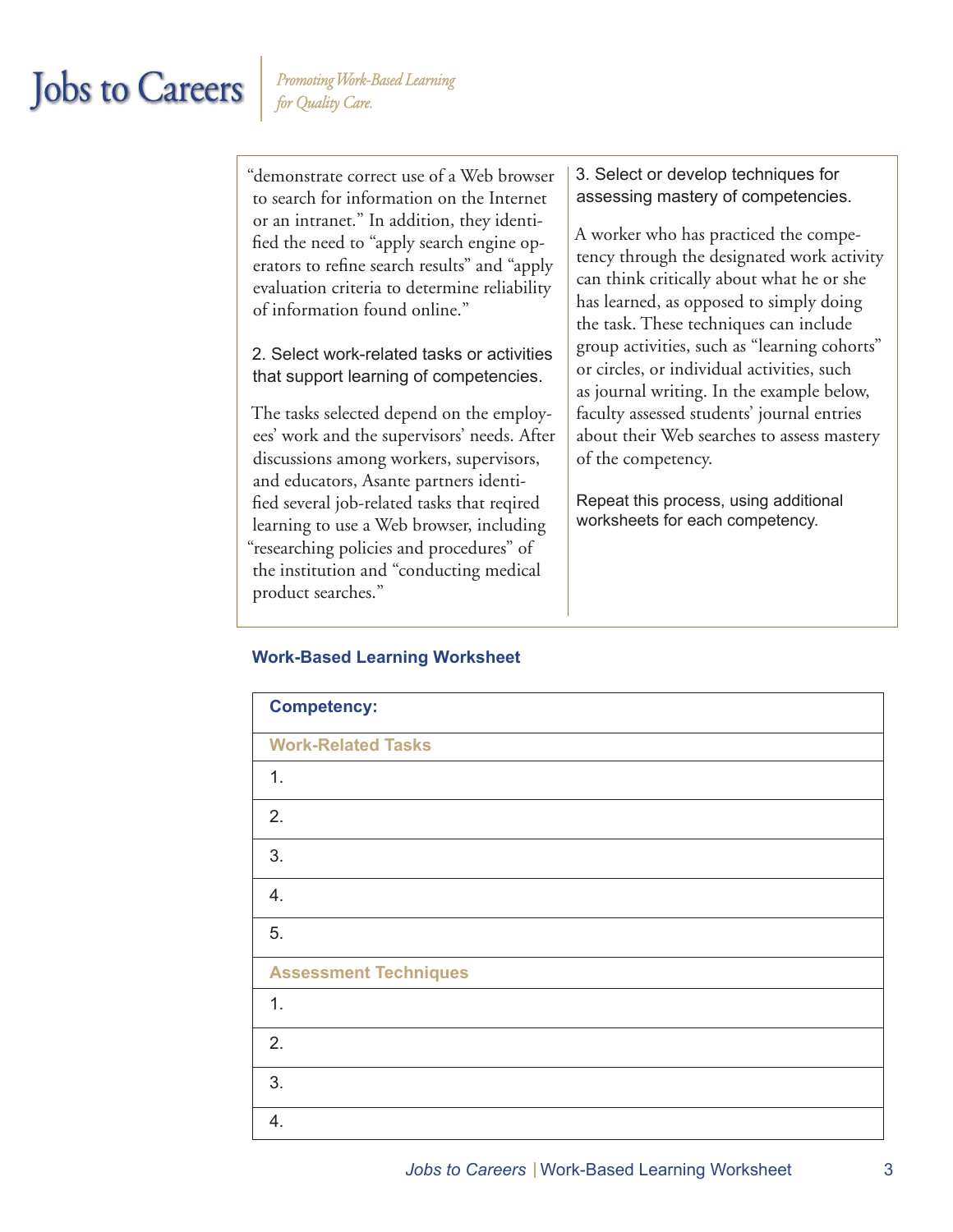"demonstrate correct use of a Web browser to search for information on the Internet or an intranet." In addition, they identified the need to "apply search engine operators to refine search results" and "apply evaluation criteria to determine reliability of information found online."

2. Select work-related tasks or activities that support learning of competencies.

The tasks selected depend on the employees' work and the supervisors' needs. After discussions among workers, supervisors, and educators, Asante partners identified several job-related tasks that reqired learning to use a Web browser, including "researching policies and procedures" of the institution and "conducting medical product searches."

3. Select or develop techniques for assessing mastery of competencies.

A worker who has practiced the competency through the designated work activity can think critically about what he or she has learned, as opposed to simply doing the task. These techniques can include group activities, such as "learning cohorts" or circles, or individual activities, such as journal writing. In the example below, faculty assessed students' journal entries about their Web searches to assess mastery of the competency.

Repeat this process, using additional worksheets for each competency.

## Work-Based Learning Worksheet

| **Competency:** |
|---|
| **Work-Related Tasks** |
| 1. |
| 2. |
| 3. |
| 4. |
| 5. |
| **Assessment Techniques** |
| 1. |
| 2. |
| 3. |
| 4. |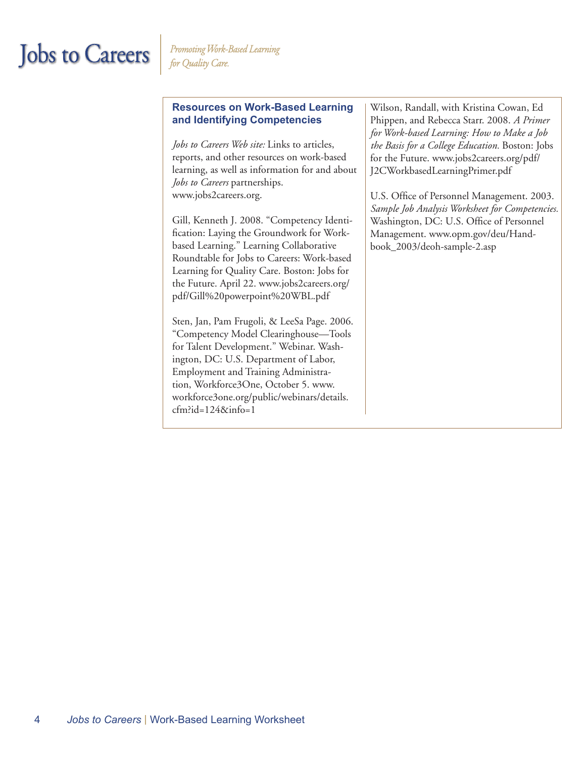## Resources on Work-Based Learning and Identifying Competencies

*Jobs to Careers Web site:* Links to articles, reports, and other resources on work-based learning, as well as information for and about *Jobs to Careers* partnerships. www.jobs2careers.org.

Gill, Kenneth J. 2008. "Competency Identification: Laying the Groundwork for Work-based Learning." Learning Collaborative Roundtable for Jobs to Careers: Work-based Learning for Quality Care. Boston: Jobs for the Future. April 22. www.jobs2careers.org/pdf/Gill%20powerpoint%20WBL.pdf

Sten, Jan, Pam Frugoli, & LeeSa Page. 2006. "Competency Model Clearinghouse—Tools for Talent Development." Webinar. Washington, DC: U.S. Department of Labor, Employment and Training Administration, Workforce3One, October 5. www.workforce3one.org/public/webinars/details.cfm?id=124&info=1

Wilson, Randall, with Kristina Cowan, Ed Phippen, and Rebecca Starr. 2008. *A Primer for Work-based Learning: How to Make a Job the Basis for a College Education.* Boston: Jobs for the Future. www.jobs2careers.org/pdf/J2CWorkbasedLearningPrimer.pdf

U.S. Office of Personnel Management. 2003. *Sample Job Analysis Worksheet for Competencies.* Washington, DC: U.S. Office of Personnel Management. www.opm.gov/deu/Handbook_2003/deoh-sample-2.asp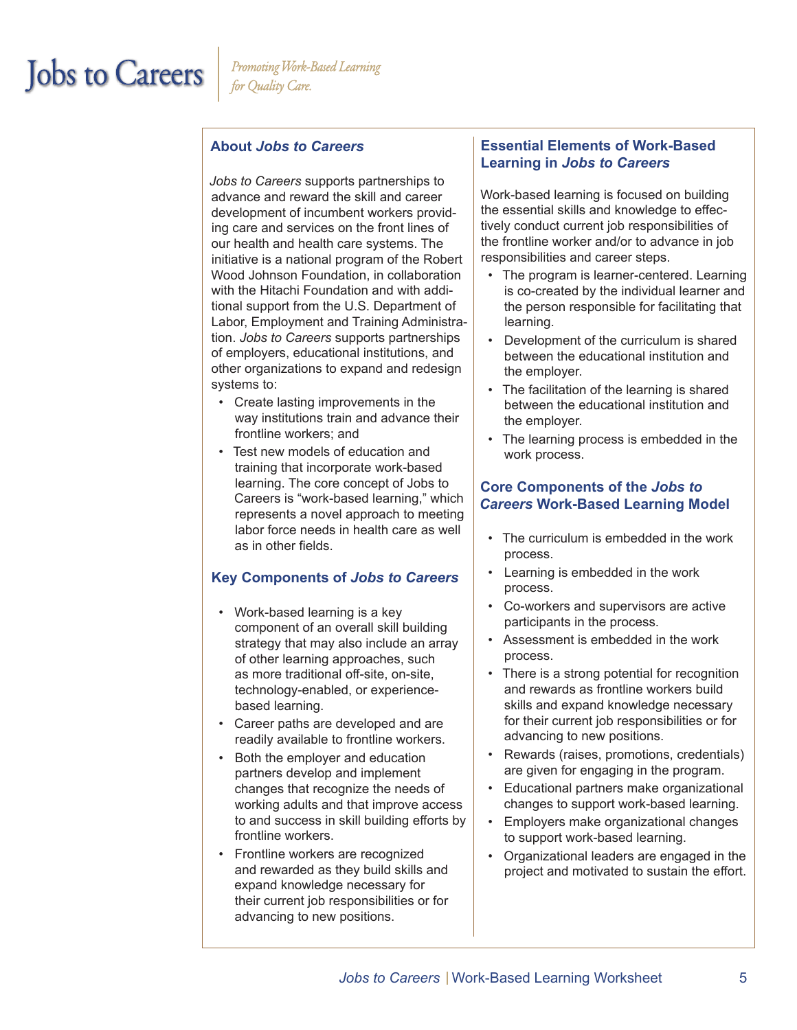# Jobs to Careers

*Promoting Work-Based Learning for Quality Care.*

## About *Jobs to Careers*

*Jobs to Careers* supports partnerships to advance and reward the skill and career development of incumbent workers providing care and services on the front lines of our health and health care systems. The initiative is a national program of the Robert Wood Johnson Foundation, in collaboration with the Hitachi Foundation and with additional support from the U.S. Department of Labor, Employment and Training Administration. *Jobs to Careers* supports partnerships of employers, educational institutions, and other organizations to expand and redesign systems to:

- Create lasting improvements in the way institutions train and advance their frontline workers; and
- Test new models of education and training that incorporate work-based learning. The core concept of Jobs to Careers is "work-based learning," which represents a novel approach to meeting labor force needs in health care as well as in other fields.

## Key Components of *Jobs to Careers*

- Work-based learning is a key component of an overall skill building strategy that may also include an array of other learning approaches, such as more traditional off-site, on-site, technology-enabled, or experience-based learning.
- Career paths are developed and are readily available to frontline workers.
- Both the employer and education partners develop and implement changes that recognize the needs of working adults and that improve access to and success in skill building efforts by frontline workers.
- Frontline workers are recognized and rewarded as they build skills and expand knowledge necessary for their current job responsibilities or for advancing to new positions.

## Essential Elements of Work-Based Learning in *Jobs to Careers*

Work-based learning is focused on building the essential skills and knowledge to effectively conduct current job responsibilities of the frontline worker and/or to advance in job responsibilities and career steps.

- The program is learner-centered. Learning is co-created by the individual learner and the person responsible for facilitating that learning.
- Development of the curriculum is shared between the educational institution and the employer.
- The facilitation of the learning is shared between the educational institution and the employer.
- The learning process is embedded in the work process.

## Core Components of the *Jobs to Careers* Work-Based Learning Model

- The curriculum is embedded in the work process.
- Learning is embedded in the work process.
- Co-workers and supervisors are active participants in the process.
- Assessment is embedded in the work process.
- There is a strong potential for recognition and rewards as frontline workers build skills and expand knowledge necessary for their current job responsibilities or for advancing to new positions.
- Rewards (raises, promotions, credentials) are given for engaging in the program.
- Educational partners make organizational changes to support work-based learning.
- Employers make organizational changes to support work-based learning.
- Organizational leaders are engaged in the project and motivated to sustain the effort.